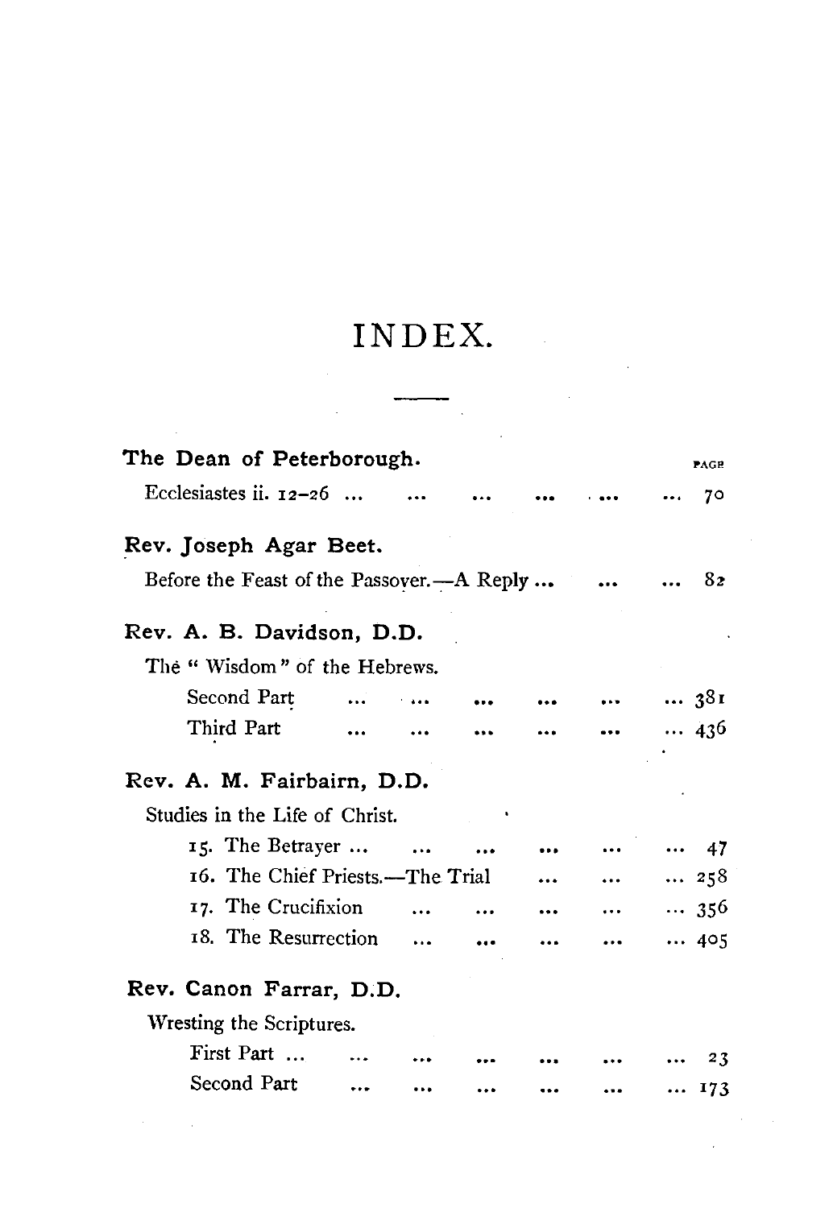# INDEX.

| | PAGE |
|---|---|
| **The Dean of Peterborough.** | |
| Ecclesiastes ii. 12–26 ... | 70 |
| **Rev. Joseph Agar Beet.** | |
| Before the Feast of the Passover.—A Reply ... | 82 |
| **Rev. A. B. Davidson, D.D.** | |
| The "Wisdom" of the Hebrews. | |
| Second Part ... | 381 |
| Third Part ... | 436 |
| **Rev. A. M. Fairbairn, D.D.** | |
| Studies in the Life of Christ. | |
| 15. The Betrayer ... | 47 |
| 16. The Chief Priests.—The Trial ... | 258 |
| 17. The Crucifixion ... | 356 |
| 18. The Resurrection ... | 405 |
| **Rev. Canon Farrar, D.D.** | |
| Wresting the Scriptures. | |
| First Part ... | 23 |
| Second Part ... | 173 |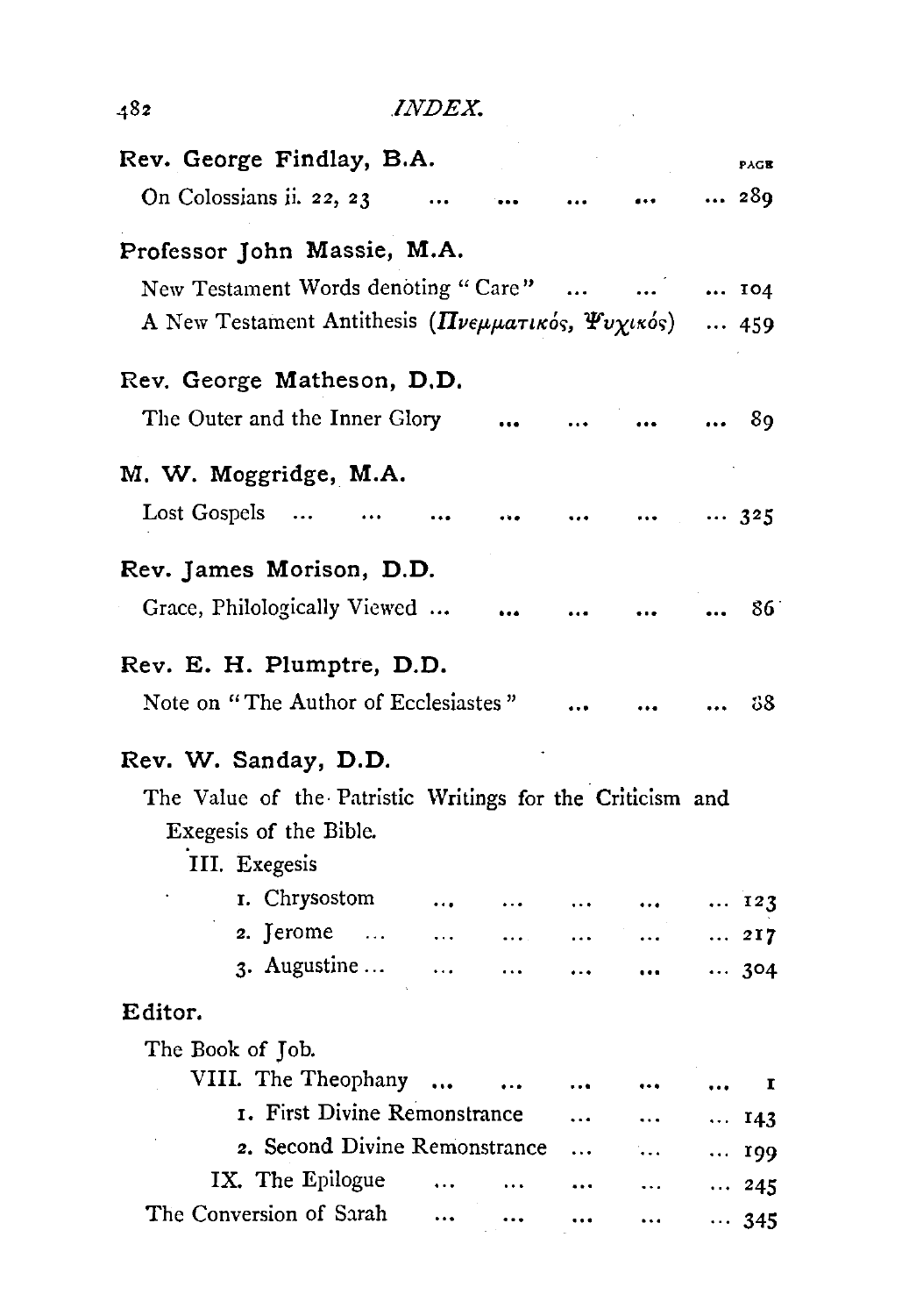| | PAGE |
|---|---|
| **Rev. George Findlay, B.A.** | |
| On Colossians ii. 22, 23 ... ... ... ... ... | 289 |
| **Professor John Massie, M.A.** | |
| New Testament Words denoting "Care" ... ... ... | 104 |
| A New Testament Antithesis (*Πνευματικός, Ψυχικός*) ... | 459 |
| **Rev. George Matheson, D.D.** | |
| The Outer and the Inner Glory ... ... ... ... | 89 |
| **M. W. Moggridge, M.A.** | |
| Lost Gospels ... ... ... ... ... ... ... | 325 |
| **Rev. James Morison, D.D.** | |
| Grace, Philologically Viewed ... ... ... ... ... | 86 |
| **Rev. E. H. Plumptre, D.D.** | |
| Note on "The Author of Ecclesiastes" ... ... ... | 88 |
| **Rev. W. Sanday, D.D.** | |
| The Value of the Patristic Writings for the Criticism and Exegesis of the Bible. | |
| III. Exegesis | |
| 1. Chrysostom ... ... ... ... ... | 123 |
| 2. Jerome ... ... ... ... ... ... | 217 |
| 3. Augustine ... ... ... ... ... ... | 304 |
| **Editor.** | |
| The Book of Job. | |
| VIII. The Theophany ... ... ... ... ... | 1 |
| 1. First Divine Remonstrance ... ... ... | 143 |
| 2. Second Divine Remonstrance ... ... ... | 199 |
| IX. The Epilogue ... ... ... ... ... | 245 |
| The Conversion of Sarah ... ... ... ... ... | 345 |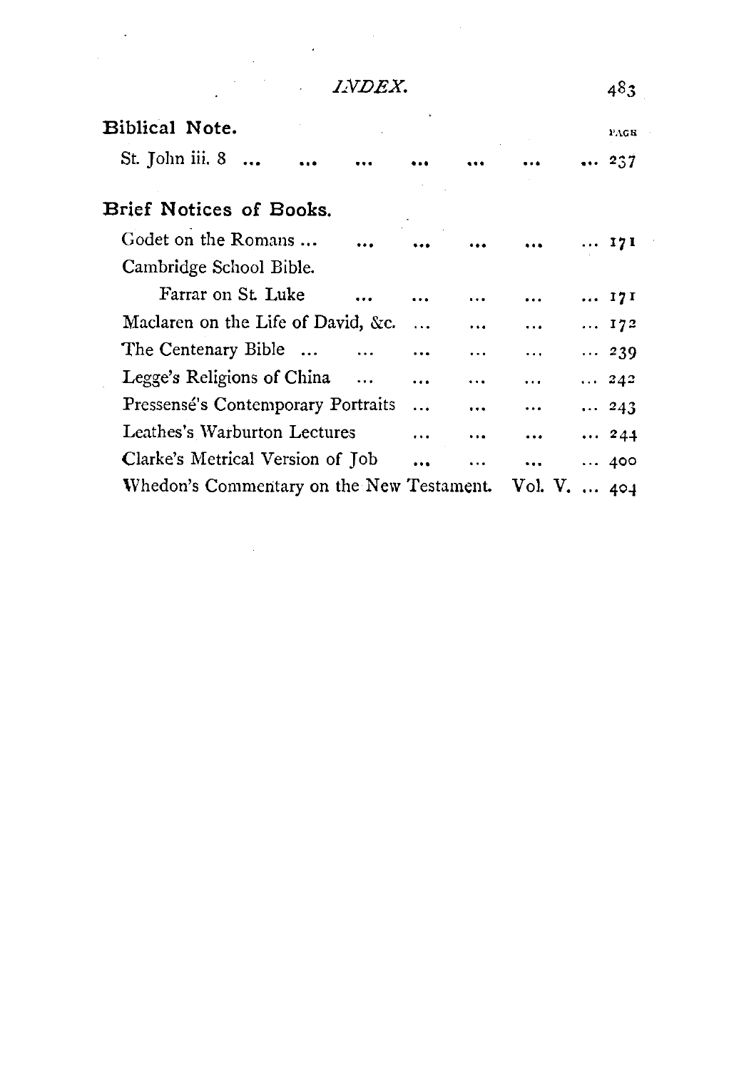## Biblical Note.

| | PAGE |
|---|---|
| St. John iii. 8 ... | 237 |

## Brief Notices of Books.

| | |
|---|---|
| Godet on the Romans ... | 171 |
| Cambridge School Bible. | |
| Farrar on St. Luke ... | 171 |
| Maclaren on the Life of David, &c. ... | 172 |
| The Centenary Bible ... | 239 |
| Legge's Religions of China ... | 242 |
| Pressensé's Contemporary Portraits ... | 243 |
| Leathes's Warburton Lectures ... | 244 |
| Clarke's Metrical Version of Job ... | 400 |
| Whedon's Commentary on the New Testament. Vol. V. ... | 404 |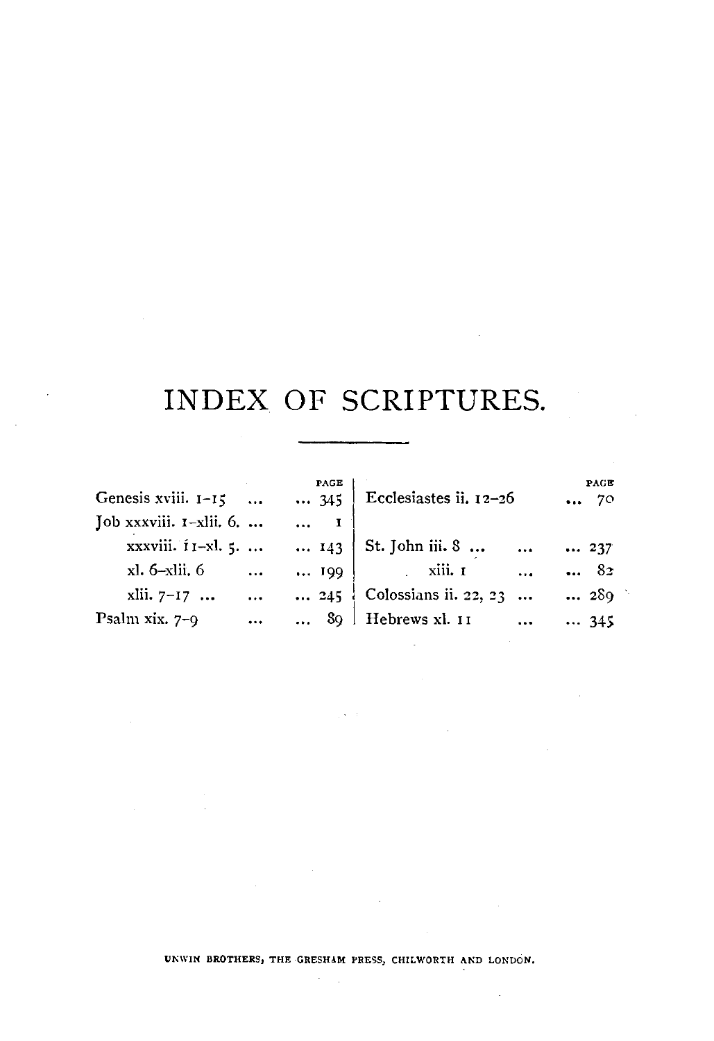# INDEX OF SCRIPTURES.

| | PAGE |
|---|---|
| Genesis xviii. 1–15 ... | ... 345 |
| Job xxxviii. 1–xlii. 6. ... | ... 1 |
| xxxviii. 11–xl. 5. ... | ... 143 |
| xl. 6–xlii. 6 ... | ... 199 |
| xlii. 7–17 ... | ... 245 |
| Psalm xix. 7–9 ... | ... 89 |
| Ecclesiastes ii. 12–26 | ... 70 |
| St. John iii. 8 ... ... | ... 237 |
| xiii. 1 ... | ... 82 |
| Colossians ii. 22, 23 ... | ... 289 |
| Hebrews xi. 11 ... | ... 345 |

UNWIN BROTHERS, THE GRESHAM PRESS, CHILWORTH AND LONDON.